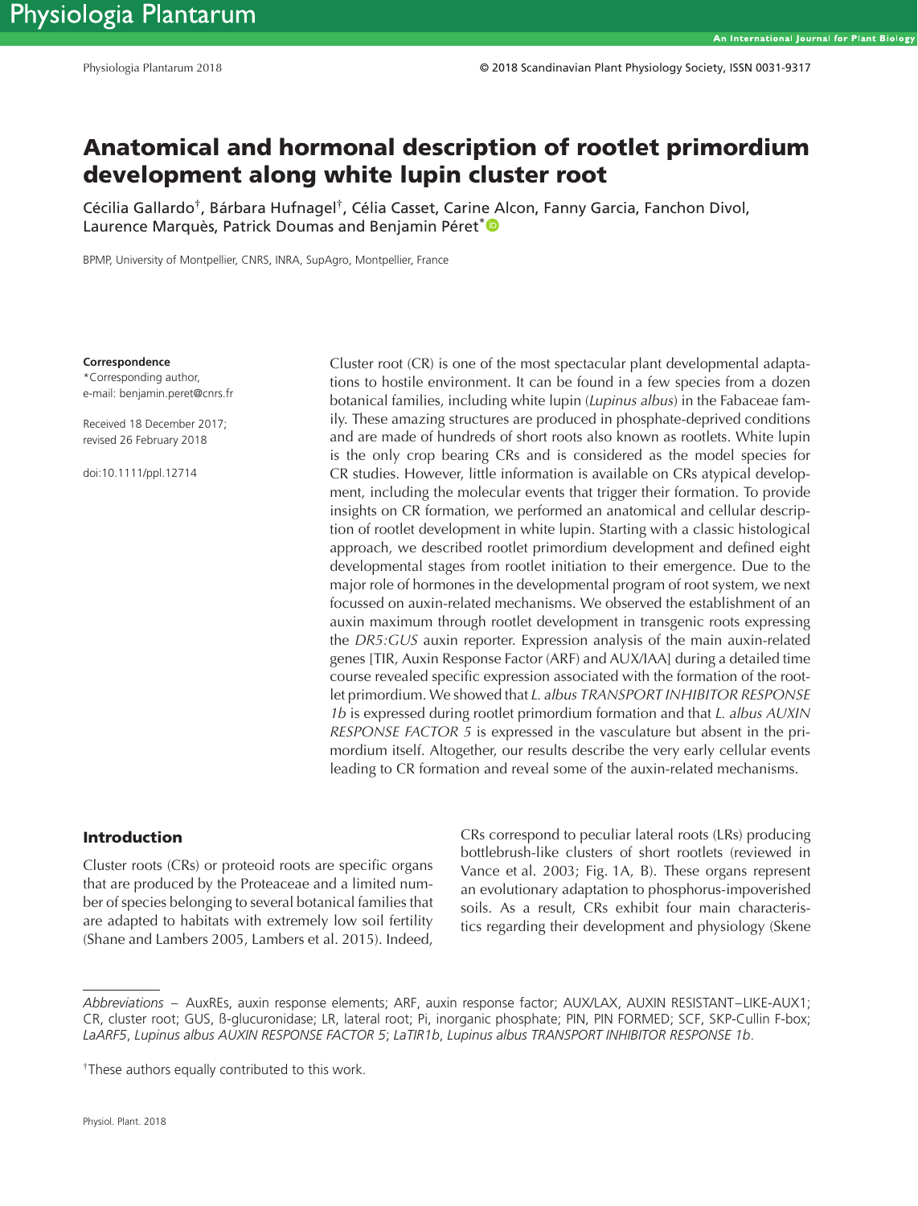# Anatomical and hormonal description of rootlet primordium development along white lupin cluster root

Cécilia Gallardo[†], Bárbara Hufnagel[†], Célia Casset, Carine Alcon, Fanny Garcia, Fanchon Divol, Laurence Marquès, Patrick Doumas and Benjamin Péret[*]

BPMP, University of Montpellier, CNRS, INRA, SupAgro, Montpellier, France

**Correspondence**
*Corresponding author,
e-mail: benjamin.peret@cnrs.fr

Received 18 December 2017;
revised 26 February 2018

doi:10.1111/ppl.12714

Cluster root (CR) is one of the most spectacular plant developmental adaptations to hostile environment. It can be found in a few species from a dozen botanical families, including white lupin (*Lupinus albus*) in the Fabaceae family. These amazing structures are produced in phosphate-deprived conditions and are made of hundreds of short roots also known as rootlets. White lupin is the only crop bearing CRs and is considered as the model species for CR studies. However, little information is available on CRs atypical development, including the molecular events that trigger their formation. To provide insights on CR formation, we performed an anatomical and cellular description of rootlet development in white lupin. Starting with a classic histological approach, we described rootlet primordium development and defined eight developmental stages from rootlet initiation to their emergence. Due to the major role of hormones in the developmental program of root system, we next focussed on auxin-related mechanisms. We observed the establishment of an auxin maximum through rootlet development in transgenic roots expressing the *DR5:GUS* auxin reporter. Expression analysis of the main auxin-related genes [TIR, Auxin Response Factor (ARF) and AUX/IAA] during a detailed time course revealed specific expression associated with the formation of the rootlet primordium. We showed that *L. albus TRANSPORT INHIBITOR RESPONSE 1b* is expressed during rootlet primordium formation and that *L. albus AUXIN RESPONSE FACTOR 5* is expressed in the vasculature but absent in the primordium itself. Altogether, our results describe the very early cellular events leading to CR formation and reveal some of the auxin-related mechanisms.

## Introduction

Cluster roots (CRs) or proteoid roots are specific organs that are produced by the Proteaceae and a limited number of species belonging to several botanical families that are adapted to habitats with extremely low soil fertility (Shane and Lambers 2005, Lambers et al. 2015). Indeed, CRs correspond to peculiar lateral roots (LRs) producing bottlebrush-like clusters of short rootlets (reviewed in Vance et al. 2003; Fig. 1A, B). These organs represent an evolutionary adaptation to phosphorus-impoverished soils. As a result, CRs exhibit four main characteristics regarding their development and physiology (Skene

*Abbreviations* – AuxREs, auxin response elements; ARF, auxin response factor; AUX/LAX, AUXIN RESISTANT–LIKE-AUX1; CR, cluster root; GUS, ß-glucuronidase; LR, lateral root; Pi, inorganic phosphate; PIN, PIN FORMED; SCF, SKP-Cullin F-box; *LaARF5*, *Lupinus albus AUXIN RESPONSE FACTOR 5*; *LaTIR1b*, *Lupinus albus TRANSPORT INHIBITOR RESPONSE 1b*.

[†]These authors equally contributed to this work.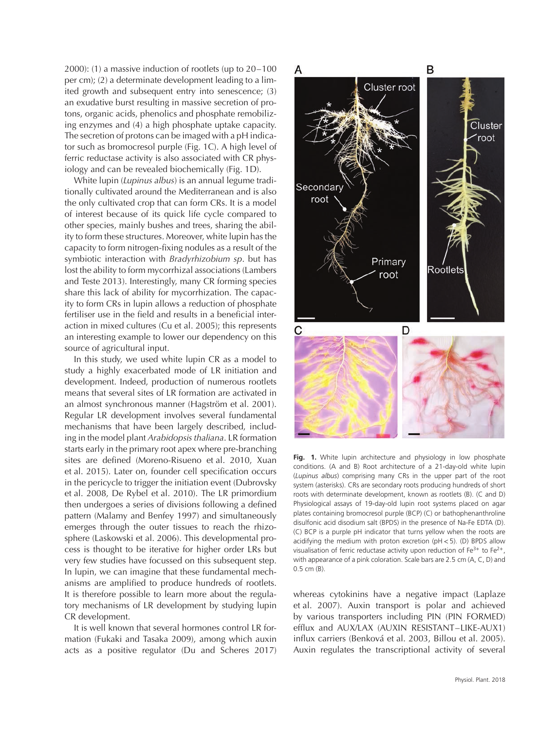2000): (1) a massive induction of rootlets (up to 20–100 per cm); (2) a determinate development leading to a limited growth and subsequent entry into senescence; (3) an exudative burst resulting in massive secretion of protons, organic acids, phenolics and phosphate remobilizing enzymes and (4) a high phosphate uptake capacity. The secretion of protons can be imaged with a pH indicator such as bromocresol purple (Fig. 1C). A high level of ferric reductase activity is also associated with CR physiology and can be revealed biochemically (Fig. 1D).

White lupin (*Lupinus albus*) is an annual legume traditionally cultivated around the Mediterranean and is also the only cultivated crop that can form CRs. It is a model of interest because of its quick life cycle compared to other species, mainly bushes and trees, sharing the ability to form these structures. Moreover, white lupin has the capacity to form nitrogen-fixing nodules as a result of the symbiotic interaction with *Bradyrhizobium sp*. but has lost the ability to form mycorrhizal associations (Lambers and Teste 2013). Interestingly, many CR forming species share this lack of ability for mycorrhization. The capacity to form CRs in lupin allows a reduction of phosphate fertiliser use in the field and results in a beneficial interaction in mixed cultures (Cu et al. 2005); this represents an interesting example to lower our dependency on this source of agricultural input.

In this study, we used white lupin CR as a model to study a highly exacerbated mode of LR initiation and development. Indeed, production of numerous rootlets means that several sites of LR formation are activated in an almost synchronous manner (Hagström et al. 2001). Regular LR development involves several fundamental mechanisms that have been largely described, including in the model plant *Arabidopsis thaliana*. LR formation starts early in the primary root apex where pre-branching sites are defined (Moreno-Risueno et al. 2010, Xuan et al. 2015). Later on, founder cell specification occurs in the pericycle to trigger the initiation event (Dubrovsky et al. 2008, De Rybel et al. 2010). The LR primordium then undergoes a series of divisions following a defined pattern (Malamy and Benfey 1997) and simultaneously emerges through the outer tissues to reach the rhizosphere (Laskowski et al. 2006). This developmental process is thought to be iterative for higher order LRs but very few studies have focussed on this subsequent step. In lupin, we can imagine that these fundamental mechanisms are amplified to produce hundreds of rootlets. It is therefore possible to learn more about the regulatory mechanisms of LR development by studying lupin CR development.

It is well known that several hormones control LR formation (Fukaki and Tasaka 2009), among which auxin acts as a positive regulator (Du and Scheres 2017) whereas cytokinins have a negative impact (Laplaze et al. 2007). Auxin transport is polar and achieved by various transporters including PIN (PIN FORMED) efflux and AUX/LAX (AUXIN RESISTANT–LIKE-AUX1) influx carriers (Benková et al. 2003, Billou et al. 2005). Auxin regulates the transcriptional activity of several

**Fig. 1.** White lupin architecture and physiology in low phosphate conditions. (A and B) Root architecture of a 21-day-old white lupin (*Lupinus albus*) comprising many CRs in the upper part of the root system (asterisks). CRs are secondary roots producing hundreds of short roots with determinate development, known as rootlets (B). (C and D) Physiological assays of 19-day-old lupin root systems placed on agar plates containing bromocresol purple (BCP) (C) or bathophenanthroline disulfonic acid disodium salt (BPDS) in the presence of Na-Fe EDTA (D). (C) BCP is a purple pH indicator that turns yellow when the roots are acidifying the medium with proton excretion (pH < 5). (D) BPDS allow visualisation of ferric reductase activity upon reduction of $Fe^{3+}$ to $Fe^{2+}$, with appearance of a pink coloration. Scale bars are 2.5 cm (A, C, D) and 0.5 cm (B).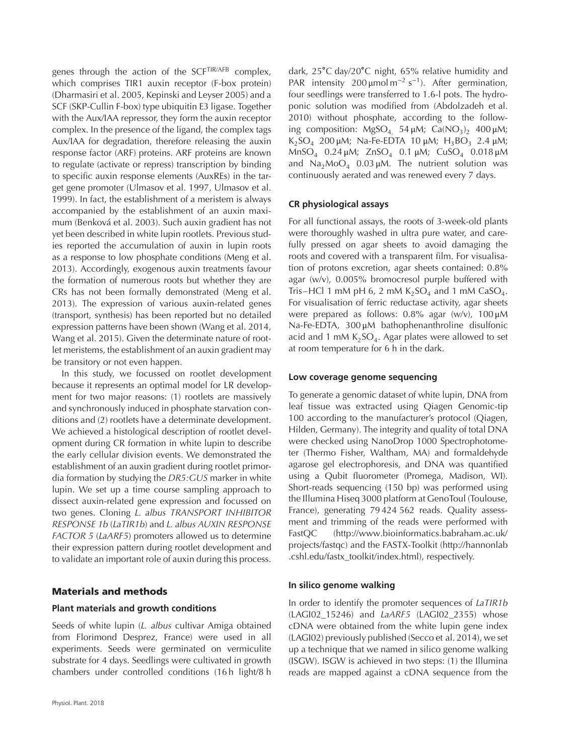genes through the action of the SCF$^{TIR/AFB}$ complex, which comprises TIR1 auxin receptor (F-box protein) (Dharmasiri et al. 2005, Kepinski and Leyser 2005) and a SCF (SKP-Cullin F-box) type ubiquitin E3 ligase. Together with the Aux/IAA repressor, they form the auxin receptor complex. In the presence of the ligand, the complex tags Aux/IAA for degradation, therefore releasing the auxin response factor (ARF) proteins. ARF proteins are known to regulate (activate or repress) transcription by binding to specific auxin response elements (AuxREs) in the target gene promoter (Ulmasov et al. 1997, Ulmasov et al. 1999). In fact, the establishment of a meristem is always accompanied by the establishment of an auxin maximum (Benková et al. 2003). Such auxin gradient has not yet been described in white lupin rootlets. Previous studies reported the accumulation of auxin in lupin roots as a response to low phosphate conditions (Meng et al. 2013). Accordingly, exogenous auxin treatments favour the formation of numerous roots but whether they are CRs has not been formally demonstrated (Meng et al. 2013). The expression of various auxin-related genes (transport, synthesis) has been reported but no detailed expression patterns have been shown (Wang et al. 2014, Wang et al. 2015). Given the determinate nature of rootlet meristems, the establishment of an auxin gradient may be transitory or not even happen.

In this study, we focussed on rootlet development because it represents an optimal model for LR development for two major reasons: (1) rootlets are massively and synchronously induced in phosphate starvation conditions and (2) rootlets have a determinate development. We achieved a histological description of rootlet development during CR formation in white lupin to describe the early cellular division events. We demonstrated the establishment of an auxin gradient during rootlet primordia formation by studying the *DR5:GUS* marker in white lupin. We set up a time course sampling approach to dissect auxin-related gene expression and focussed on two genes. Cloning *L. albus TRANSPORT INHIBITOR RESPONSE 1b* (*LaTIR1b*) and *L. albus AUXIN RESPONSE FACTOR 5* (*LaARF5*) promoters allowed us to determine their expression pattern during rootlet development and to validate an important role of auxin during this process.

## Materials and methods

### Plant materials and growth conditions

Seeds of white lupin (*L. albus* cultivar Amiga obtained from Florimond Desprez, France) were used in all experiments. Seeds were germinated on vermiculite substrate for 4 days. Seedlings were cultivated in growth chambers under controlled conditions (16 h light/8 h dark, 25°C day/20°C night, 65% relative humidity and PAR intensity 200 μmol m$^{-2}$ s$^{-1}$). After germination, four seedlings were transferred to 1.6-l pots. The hydroponic solution was modified from (Abdolzadeh et al. 2010) without phosphate, according to the following composition: $MgSO_4$ 54 μM; $Ca(NO_3)_2$ 400 μM; $K_2SO_4$ 200 μM; Na-Fe-EDTA 10 μM; $H_3BO_3$ 2.4 μM; $MnSO_4$ 0.24 μM; $ZnSO_4$ 0.1 μM; $CuSO_4$ 0.018 μM and $Na_2MoO_4$ 0.03 μM. The nutrient solution was continuously aerated and was renewed every 7 days.

### CR physiological assays

For all functional assays, the roots of 3-week-old plants were thoroughly washed in ultra pure water, and carefully pressed on agar sheets to avoid damaging the roots and covered with a transparent film. For visualisation of protons excretion, agar sheets contained: 0.8% agar (w/v), 0.005% bromocresol purple buffered with Tris–HCl 1 mM pH 6, 2 mM $K_2SO_4$ and 1 mM $CaSO_4$. For visualisation of ferric reductase activity, agar sheets were prepared as follows: 0.8% agar (w/v), 100 μM Na-Fe-EDTA, 300 μM bathophenanthroline disulfonic acid and 1 mM $K_2SO_4$. Agar plates were allowed to set at room temperature for 6 h in the dark.

### Low coverage genome sequencing

To generate a genomic dataset of white lupin, DNA from leaf tissue was extracted using Qiagen Genomic-tip 100 according to the manufacturer's protocol (Qiagen, Hilden, Germany). The integrity and quality of total DNA were checked using NanoDrop 1000 Spectrophotometer (Thermo Fisher, Waltham, MA) and formaldehyde agarose gel electrophoresis, and DNA was quantified using a Qubit fluorometer (Promega, Madison, WI). Short-reads sequencing (150 bp) was performed using the Illumina Hiseq 3000 platform at GenoToul (Toulouse, France), generating 79 424 562 reads. Quality assessment and trimming of the reads were performed with FastQC (http://www.bioinformatics.babraham.ac.uk/projects/fastqc) and the FASTX-Toolkit (http://hannonlab.cshl.edu/fastx_toolkit/index.html), respectively.

### In silico genome walking

In order to identify the promoter sequences of *LaTIR1b* (LAGI02_15246) and *LaARF5* (LAGI02_2355) whose cDNA were obtained from the white lupin gene index (LAGI02) previously published (Secco et al. 2014), we set up a technique that we named in silico genome walking (ISGW). ISGW is achieved in two steps: (1) the Illumina reads are mapped against a cDNA sequence from the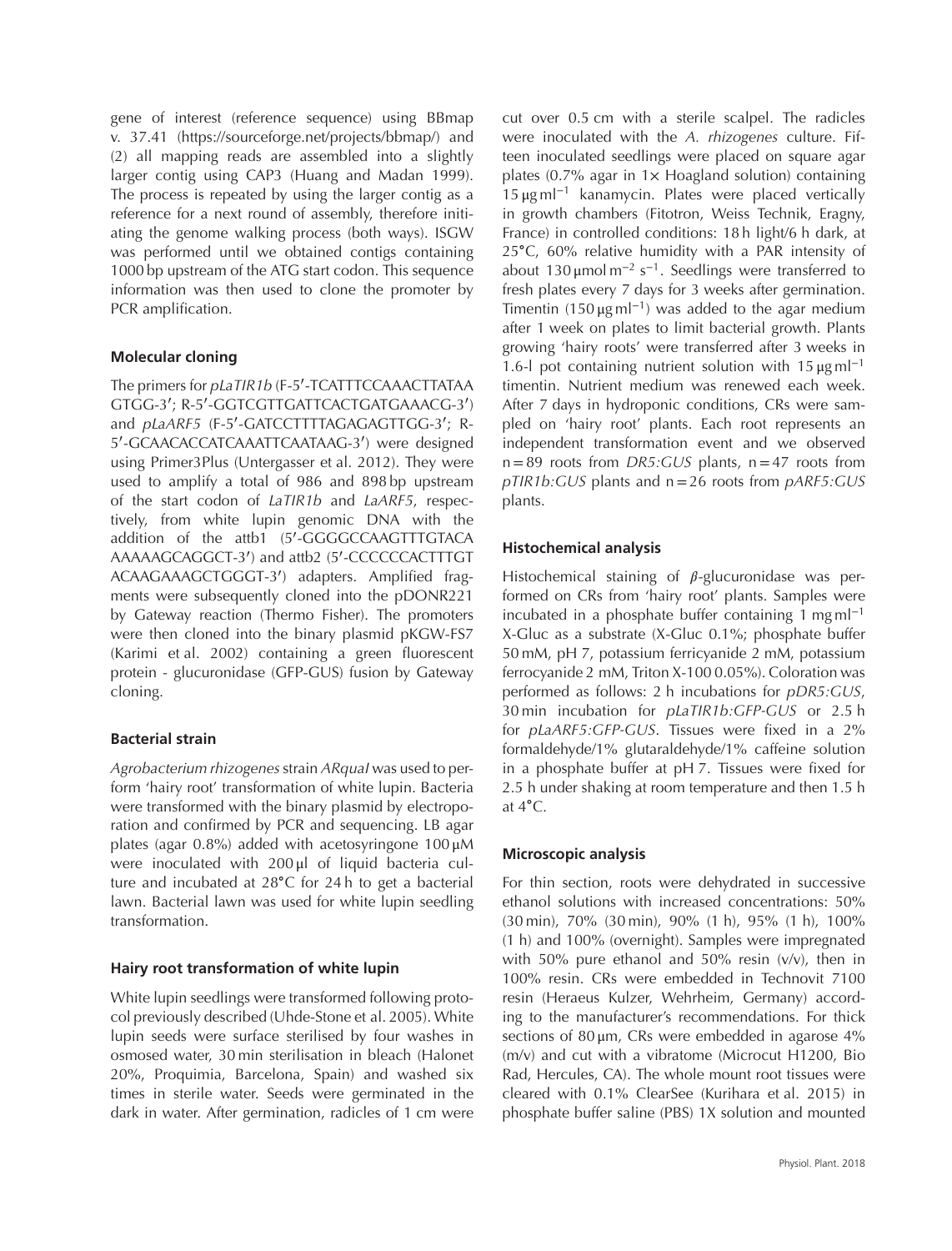gene of interest (reference sequence) using BBmap v. 37.41 (https://sourceforge.net/projects/bbmap/) and (2) all mapping reads are assembled into a slightly larger contig using CAP3 (Huang and Madan 1999). The process is repeated by using the larger contig as a reference for a next round of assembly, therefore initiating the genome walking process (both ways). ISGW was performed until we obtained contigs containing 1000 bp upstream of the ATG start codon. This sequence information was then used to clone the promoter by PCR amplification.

### Molecular cloning

The primers for *pLaTIR1b* (F-5′-TCATTTCCAAACTTATAA GTGG-3′; R-5′-GGTCGTTGATTCACTGATGAAACG-3′) and *pLaARF5* (F-5′-GATCCTTTTAGAGAGTTGG-3′; R-5′-GCAACACCATCAAATTCAATAAG-3′) were designed using Primer3Plus (Untergasser et al. 2012). They were used to amplify a total of 986 and 898 bp upstream of the start codon of *LaTIR1b* and *LaARF5*, respectively, from white lupin genomic DNA with the addition of the attb1 (5′-GGGGCCAAGTTTGTACA AAAAAGCAGGCT-3′) and attb2 (5′-CCCCCCACTTTGT ACAAGAAAGCTGGGT-3′) adapters. Amplified fragments were subsequently cloned into the pDONR221 by Gateway reaction (Thermo Fisher). The promoters were then cloned into the binary plasmid pKGW-FS7 (Karimi et al. 2002) containing a green fluorescent protein - glucuronidase (GFP-GUS) fusion by Gateway cloning.

### Bacterial strain

*Agrobacterium rhizogenes* strain *ARquaI* was used to perform 'hairy root' transformation of white lupin. Bacteria were transformed with the binary plasmid by electroporation and confirmed by PCR and sequencing. LB agar plates (agar 0.8%) added with acetosyringone 100 μM were inoculated with 200 μl of liquid bacteria culture and incubated at 28°C for 24 h to get a bacterial lawn. Bacterial lawn was used for white lupin seedling transformation.

### Hairy root transformation of white lupin

White lupin seedlings were transformed following protocol previously described (Uhde-Stone et al. 2005). White lupin seeds were surface sterilised by four washes in osmosed water, 30 min sterilisation in bleach (Halonet 20%, Proquimia, Barcelona, Spain) and washed six times in sterile water. Seeds were germinated in the dark in water. After germination, radicles of 1 cm were cut over 0.5 cm with a sterile scalpel. The radicles were inoculated with the *A. rhizogenes* culture. Fifteen inoculated seedlings were placed on square agar plates (0.7% agar in 1× Hoagland solution) containing 15 μg ml$^{-1}$ kanamycin. Plates were placed vertically in growth chambers (Fitotron, Weiss Technik, Eragny, France) in controlled conditions: 18 h light/6 h dark, at 25°C, 60% relative humidity with a PAR intensity of about 130 μmol m$^{-2}$ s$^{-1}$. Seedlings were transferred to fresh plates every 7 days for 3 weeks after germination. Timentin (150 μg ml$^{-1}$) was added to the agar medium after 1 week on plates to limit bacterial growth. Plants growing 'hairy roots' were transferred after 3 weeks in 1.6-l pot containing nutrient solution with 15 μg ml$^{-1}$ timentin. Nutrient medium was renewed each week. After 7 days in hydroponic conditions, CRs were sampled on 'hairy root' plants. Each root represents an independent transformation event and we observed n = 89 roots from *DR5:GUS* plants, n = 47 roots from *pTIR1b:GUS* plants and n = 26 roots from *pARF5:GUS* plants.

### Histochemical analysis

Histochemical staining of *β*-glucuronidase was performed on CRs from 'hairy root' plants. Samples were incubated in a phosphate buffer containing 1 mg ml$^{-1}$ X-Gluc as a substrate (X-Gluc 0.1%; phosphate buffer 50 mM, pH 7, potassium ferricyanide 2 mM, potassium ferrocyanide 2 mM, Triton X-100 0.05%). Coloration was performed as follows: 2 h incubations for *pDR5:GUS*, 30 min incubation for *pLaTIR1b:GFP-GUS* or 2.5 h for *pLaARF5:GFP-GUS*. Tissues were fixed in a 2% formaldehyde/1% glutaraldehyde/1% caffeine solution in a phosphate buffer at pH 7. Tissues were fixed for 2.5 h under shaking at room temperature and then 1.5 h at 4°C.

### Microscopic analysis

For thin section, roots were dehydrated in successive ethanol solutions with increased concentrations: 50% (30 min), 70% (30 min), 90% (1 h), 95% (1 h), 100% (1 h) and 100% (overnight). Samples were impregnated with 50% pure ethanol and 50% resin (v/v), then in 100% resin. CRs were embedded in Technovit 7100 resin (Heraeus Kulzer, Wehrheim, Germany) according to the manufacturer's recommendations. For thick sections of 80 μm, CRs were embedded in agarose 4% (m/v) and cut with a vibratome (Microcut H1200, Bio Rad, Hercules, CA). The whole mount root tissues were cleared with 0.1% ClearSee (Kurihara et al. 2015) in phosphate buffer saline (PBS) 1X solution and mounted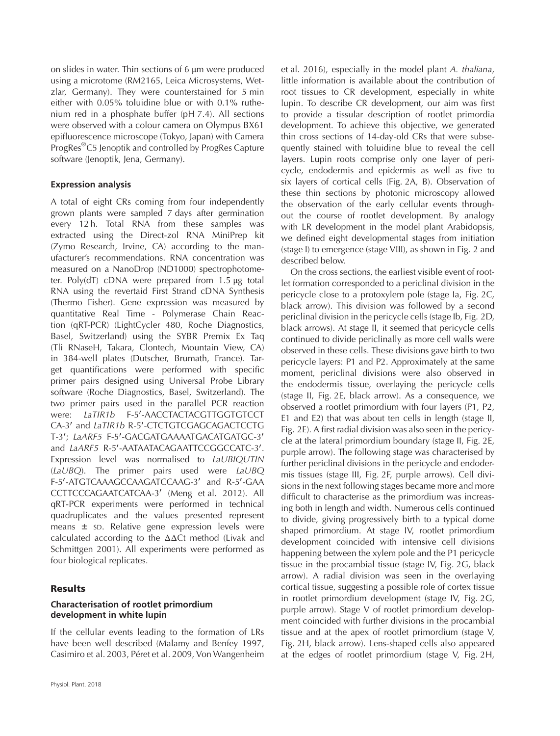on slides in water. Thin sections of 6 µm were produced using a microtome (RM2165, Leica Microsystems, Wetzlar, Germany). They were counterstained for 5 min either with 0.05% toluidine blue or with 0.1% ruthenium red in a phosphate buffer (pH 7.4). All sections were observed with a colour camera on Olympus BX61 epifluorescence microscope (Tokyo, Japan) with Camera ProgRes®C5 Jenoptik and controlled by ProgRes Capture software (Jenoptik, Jena, Germany).

### Expression analysis

A total of eight CRs coming from four independently grown plants were sampled 7 days after germination every 12 h. Total RNA from these samples was extracted using the Direct-zol RNA MiniPrep kit (Zymo Research, Irvine, CA) according to the manufacturer's recommendations. RNA concentration was measured on a NanoDrop (ND1000) spectrophotometer. Poly(dT) cDNA were prepared from 1.5 µg total RNA using the revertaid First Strand cDNA Synthesis (Thermo Fisher). Gene expression was measured by quantitative Real Time - Polymerase Chain Reaction (qRT-PCR) (LightCycler 480, Roche Diagnostics, Basel, Switzerland) using the SYBR Premix Ex Taq (Tli RNaseH, Takara, Clontech, Mountain View, CA) in 384-well plates (Dutscher, Brumath, France). Target quantifications were performed with specific primer pairs designed using Universal Probe Library software (Roche Diagnostics, Basel, Switzerland). The two primer pairs used in the parallel PCR reaction were: *LaTIR1b* F-5′-AACCTACTACGTTGGTGTCCTCA-3′ and *LaTIR1b* R-5′-CTCTGTCGAGCAGACTCCTGT-3′; *LaARF5* F-5′-GACGATGAAAATGACATGATGC-3′ and *LaARF5* R-5′-AATAATACAGAATTCCGGCCATC-3′. Expression level was normalised to *LaUBIQUTIN* (*LaUBQ*). The primer pairs used were *LaUBQ* F-5′-ATGTCAAAGCCAAGATCCAAG-3′ and R-5′-GAACCTTCCCAGAATCATCAA-3′ (Meng et al. 2012). All qRT-PCR experiments were performed in technical quadruplicates and the values presented represent means ± SD. Relative gene expression levels were calculated according to the $\Delta\Delta$Ct method (Livak and Schmittgen 2001). All experiments were performed as four biological replicates.

## Results

### Characterisation of rootlet primordium development in white lupin

If the cellular events leading to the formation of LRs have been well described (Malamy and Benfey 1997, Casimiro et al. 2003, Péret et al. 2009, Von Wangenheim et al. 2016), especially in the model plant *A. thaliana*, little information is available about the contribution of root tissues to CR development, especially in white lupin. To describe CR development, our aim was first to provide a tissular description of rootlet primordia development. To achieve this objective, we generated thin cross sections of 14-day-old CRs that were subsequently stained with toluidine blue to reveal the cell layers. Lupin roots comprise only one layer of pericycle, endodermis and epidermis as well as five to six layers of cortical cells (Fig. 2A, B). Observation of these thin sections by photonic microscopy allowed the observation of the early cellular events throughout the course of rootlet development. By analogy with LR development in the model plant Arabidopsis, we defined eight developmental stages from initiation (stage I) to emergence (stage VIII), as shown in Fig. 2 and described below.

On the cross sections, the earliest visible event of rootlet formation corresponded to a periclinal division in the pericycle close to a protoxylem pole (stage Ia, Fig. 2C, black arrow). This division was followed by a second periclinal division in the pericycle cells (stage Ib, Fig. 2D, black arrows). At stage II, it seemed that pericycle cells continued to divide periclinally as more cell walls were observed in these cells. These divisions gave birth to two pericycle layers: P1 and P2. Approximately at the same moment, periclinal divisions were also observed in the endodermis tissue, overlaying the pericycle cells (stage II, Fig. 2E, black arrow). As a consequence, we observed a rootlet primordium with four layers (P1, P2, E1 and E2) that was about ten cells in length (stage II, Fig. 2E). A first radial division was also seen in the pericycle at the lateral primordium boundary (stage II, Fig. 2E, purple arrow). The following stage was characterised by further periclinal divisions in the pericycle and endodermis tissues (stage III, Fig. 2F, purple arrows). Cell divisions in the next following stages became more and more difficult to characterise as the primordium was increasing both in length and width. Numerous cells continued to divide, giving progressively birth to a typical dome shaped primordium. At stage IV, rootlet primordium development coincided with intensive cell divisions happening between the xylem pole and the P1 pericycle tissue in the procambial tissue (stage IV, Fig. 2G, black arrow). A radial division was seen in the overlaying cortical tissue, suggesting a possible role of cortex tissue in rootlet primordium development (stage IV, Fig. 2G, purple arrow). Stage V of rootlet primordium development coincided with further divisions in the procambial tissue and at the apex of rootlet primordium (stage V, Fig. 2H, black arrow). Lens-shaped cells also appeared at the edges of rootlet primordium (stage V, Fig. 2H,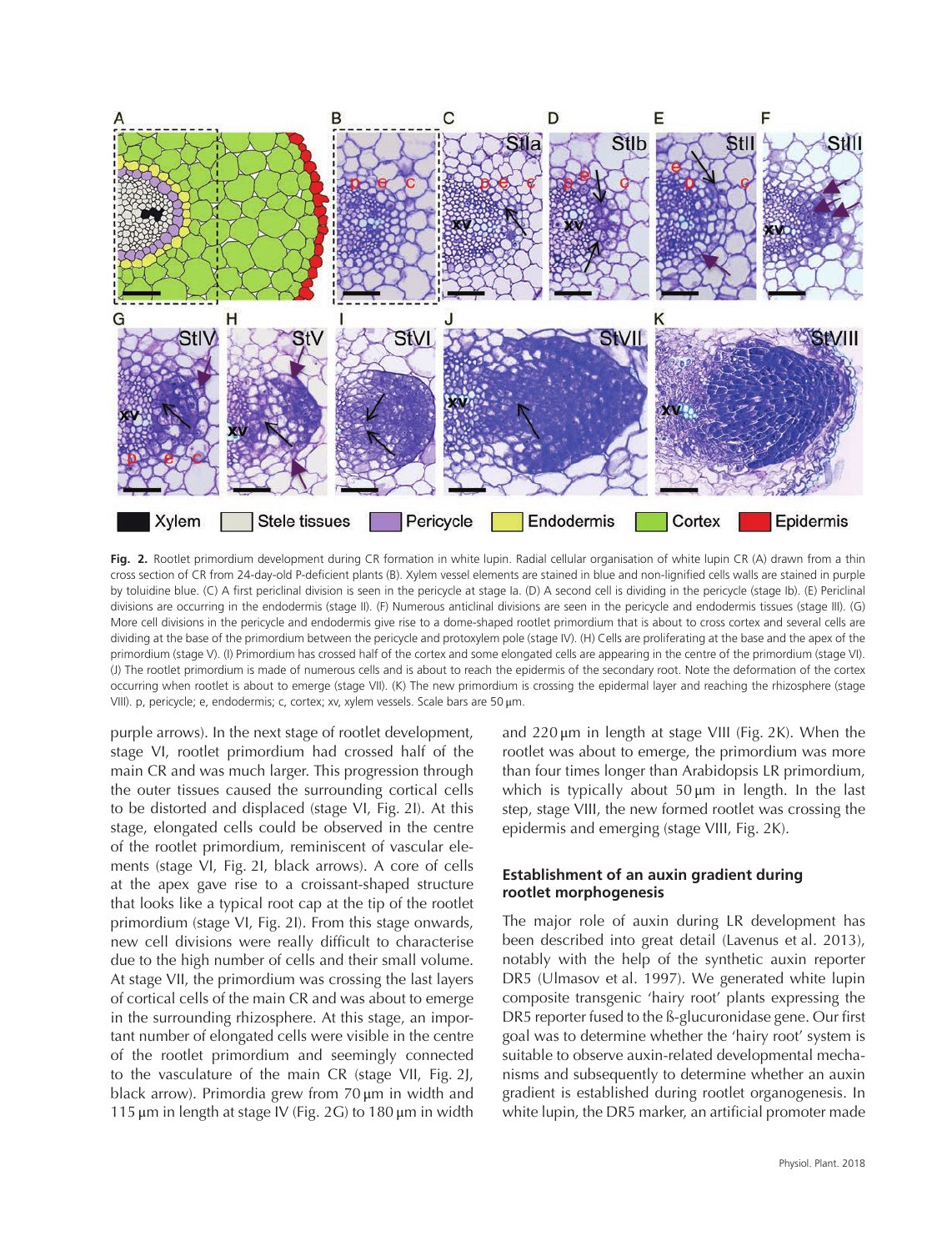**Fig. 2.** Rootlet primordium development during CR formation in white lupin. Radial cellular organisation of white lupin CR (A) drawn from a thin cross section of CR from 24-day-old P-deficient plants (B). Xylem vessel elements are stained in blue and non-lignified cells walls are stained in purple by toluidine blue. (C) A first periclinal division is seen in the pericycle at stage Ia. (D) A second cell is dividing in the pericycle (stage Ib). (E) Periclinal divisions are occurring in the endodermis (stage II). (F) Numerous anticlinal divisions are occurring in the pericycle and endodermis tissues (stage III). (G) More cell divisions in the pericycle and endodermis give rise to a dome-shaped rootlet primordium that is about to cross cortex and several cells are dividing at the base of the primordium between the pericycle and protoxylem pole (stage IV). (H) Cells are proliferating at the base and the apex of the primordium (stage V). (I) Primordium has crossed half of the cortex and some elongated cells are appearing in the centre of the primordium (stage VI). (J) The rootlet primordium is made of numerous cells and is about to reach the epidermis of the secondary root. Note the deformation of the cortex occurring when rootlet is about to emerge (stage VII). (K) The new primordium is crossing the epidermal layer and reaching the rhizosphere (stage VIII). p, pericycle; e, endodermis; c, cortex; xv, xylem vessels. Scale bars are 50 μm.

purple arrows). In the next stage of rootlet development, stage VI, rootlet primordium had crossed half of the main CR and was much larger. This progression through the outer tissues caused the surrounding cortical cells to be distorted and displaced (stage VI, Fig. 2I). At this stage, elongated cells could be observed in the centre of the rootlet primordium, reminiscent of vascular elements (stage VI, Fig. 2I, black arrows). A core of cells at the apex gave rise to a croissant-shaped structure that looks like a typical root cap at the tip of the rootlet primordium (stage VI, Fig. 2I). From this stage onwards, new cell divisions were really difficult to characterise due to the high number of cells and their small volume. At stage VII, the primordium was crossing the last layers of cortical cells of the main CR and was about to emerge in the surrounding rhizosphere. At this stage, an important number of elongated cells were visible in the centre of the rootlet primordium and seemingly connected to the vasculature of the main CR (stage VII, Fig. 2J, black arrow). Primordia grew from 70 μm in width and 115 μm in length at stage IV (Fig. 2G) to 180 μm in width and 220 μm in length at stage VIII (Fig. 2K). When the rootlet was about to emerge, the primordium was more than four times longer than Arabidopsis LR primordium, which is typically about 50 μm in length. In the last step, stage VIII, the new formed rootlet was crossing the epidermis and emerging (stage VIII, Fig. 2K).

### Establishment of an auxin gradient during rootlet morphogenesis

The major role of auxin during LR development has been described into great detail (Lavenus et al. 2013), notably with the help of the synthetic auxin reporter DR5 (Ulmasov et al. 1997). We generated white lupin composite transgenic 'hairy root' plants expressing the DR5 reporter fused to the ß-glucuronidase gene. Our first goal was to determine whether the 'hairy root' system is suitable to observe auxin-related developmental mechanisms and subsequently to determine whether an auxin gradient is established during rootlet organogenesis. In white lupin, the DR5 marker, an artificial promoter made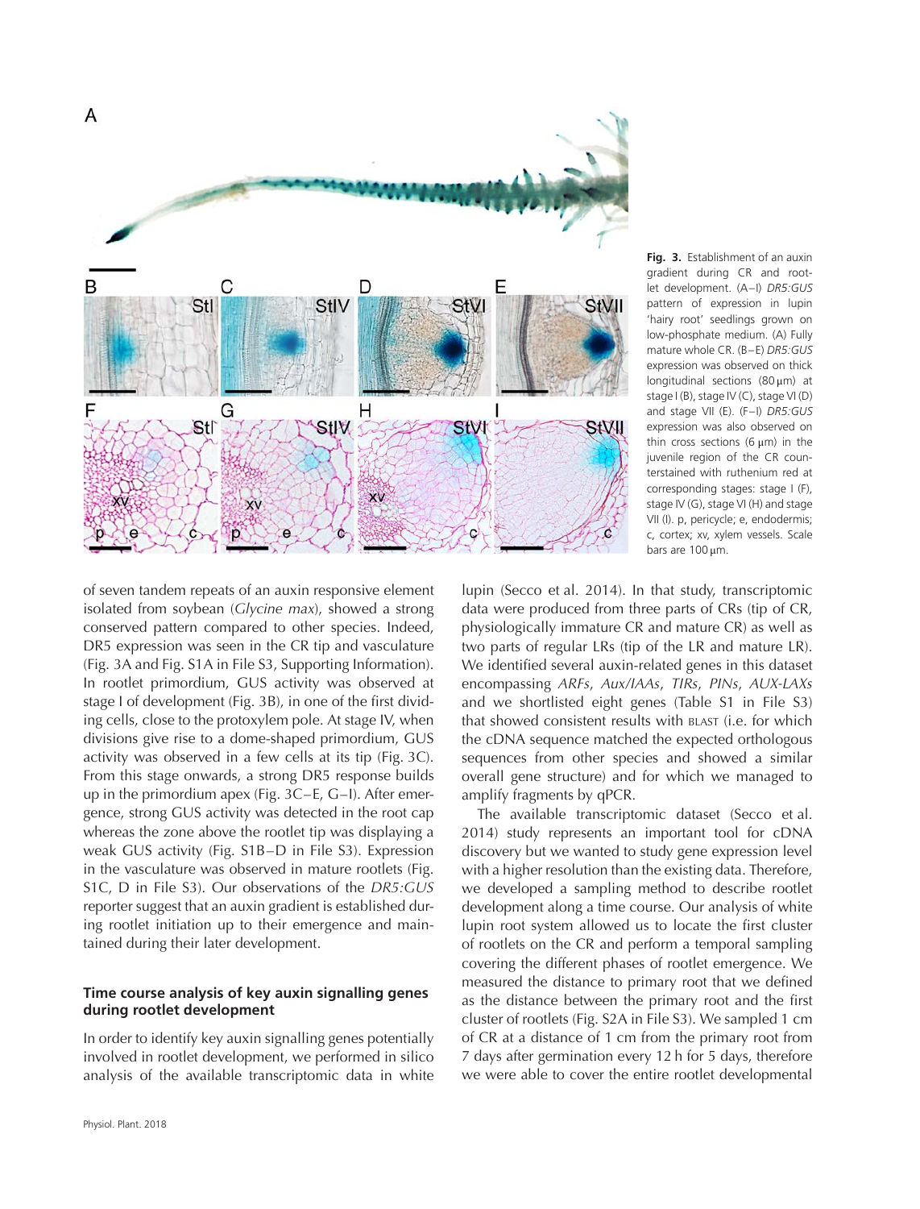**Fig. 3.** Establishment of an auxin gradient during CR and rootlet development. (A–I) *DR5:GUS* pattern of expression in lupin 'hairy root' seedlings grown on low-phosphate medium. (A) Fully mature whole CR. (B–E) *DR5:GUS* expression was observed on thick longitudinal sections (80 μm) at stage I (B), stage IV (C), stage VI (D) and stage VII (E). (F–I) *DR5:GUS* expression was also observed on thin cross sections (6 μm) in the juvenile region of the CR counterstained with ruthenium red at corresponding stages: stage I (F), stage IV (G), stage VI (H) and stage VII (I). p, pericycle; e, endodermis; c, cortex; xv, xylem vessels. Scale bars are 100 μm.

of seven tandem repeats of an auxin responsive element isolated from soybean (*Glycine max*), showed a strong conserved pattern compared to other species. Indeed, DR5 expression was seen in the CR tip and vasculature (Fig. 3A and Fig. S1A in File S3, Supporting Information). In rootlet primordium, GUS activity was observed at stage I of development (Fig. 3B), in one of the first dividing cells, close to the protoxylem pole. At stage IV, when divisions give rise to a dome-shaped primordium, GUS activity was observed in a few cells at its tip (Fig. 3C). From this stage onwards, a strong DR5 response builds up in the primordium apex (Fig. 3C–E, G–I). After emergence, strong GUS activity was detected in the root cap whereas the zone above the rootlet tip was displaying a weak GUS activity (Fig. S1B–D in File S3). Expression in the vasculature was observed in mature rootlets (Fig. S1C, D in File S3). Our observations of the *DR5:GUS* reporter suggest that an auxin gradient is established during rootlet initiation up to their emergence and maintained during their later development.

### Time course analysis of key auxin signalling genes during rootlet development

In order to identify key auxin signalling genes potentially involved in rootlet development, we performed in silico analysis of the available transcriptomic data in white lupin (Secco et al. 2014). In that study, transcriptomic data were produced from three parts of CRs (tip of CR, physiologically immature CR and mature CR) as well as two parts of regular LRs (tip of the LR and mature LR). We identified several auxin-related genes in this dataset encompassing *ARFs*, *Aux/IAAs*, *TIRs*, *PINs*, *AUX-LAXs* and we shortlisted eight genes (Table S1 in File S3) that showed consistent results with BLAST (i.e. for which the cDNA sequence matched the expected orthologous sequences from other species and showed a similar overall gene structure) and for which we managed to amplify fragments by qPCR.

The available transcriptomic dataset (Secco et al. 2014) study represents an important tool for cDNA discovery but we wanted to study gene expression level with a higher resolution than the existing data. Therefore, we developed a sampling method to describe rootlet development along a time course. Our analysis of white lupin root system allowed us to locate the first cluster of rootlets on the CR and perform a temporal sampling covering the different phases of rootlet emergence. We measured the distance to primary root that we defined as the distance between the primary root and the first cluster of rootlets (Fig. S2A in File S3). We sampled 1 cm of CR at a distance of 1 cm from the primary root from 7 days after germination every 12 h for 5 days, therefore we were able to cover the entire rootlet developmental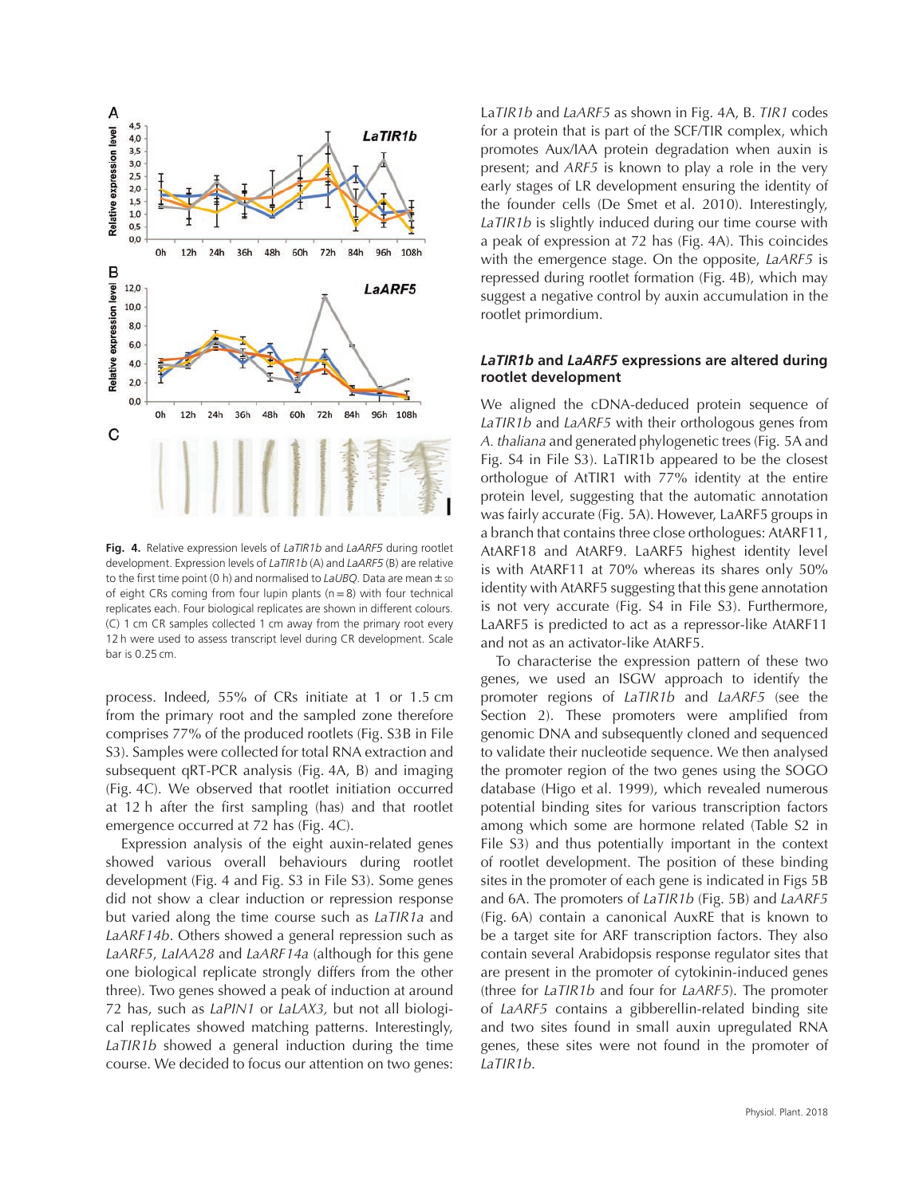Fig. 4. Relative expression levels of *LaTIR1b* and *LaARF5* during rootlet development. Expression levels of *LaTIR1b* (A) and *LaARF5* (B) are relative to the first time point (0 h) and normalised to *LaUBQ*. Data are mean ± SD of eight CRs coming from four lupin plants (n = 8) with four technical replicates each. Four biological replicates are shown in different colours. (C) 1 cm CR samples collected 1 cm away from the primary root every 12 h were used to assess transcript level during CR development. Scale bar is 0.25 cm.

process. Indeed, 55% of CRs initiate at 1 or 1.5 cm from the primary root and the sampled zone therefore comprises 77% of the produced rootlets (Fig. S3B in File S3). Samples were collected for total RNA extraction and subsequent qRT-PCR analysis (Fig. 4A, B) and imaging (Fig. 4C). We observed that rootlet initiation occurred at 12 h after the first sampling (has) and that rootlet emergence occurred at 72 has (Fig. 4C).

Expression analysis of the eight auxin-related genes showed various overall behaviours during rootlet development (Fig. 4 and Fig. S3 in File S3). Some genes did not show a clear induction or repression response but varied along the time course such as *LaTIR1a* and *LaARF14b*. Others showed a general repression such as *LaARF5*, *LaIAA28* and *LaARF14a* (although for this gene one biological replicate strongly differs from the other three). Two genes showed a peak of induction at around 72 has, such as *LaPIN1* or *LaLAX3,* but not all biological replicates showed matching patterns. Interestingly, *LaTIR1b* showed a general induction during the time course. We decided to focus our attention on two genes: La*TIR1b* and *LaARF5* as shown in Fig. 4A, B. *TIR1* codes for a protein that is part of the SCF/TIR complex, which promotes Aux/IAA protein degradation when auxin is present; and *ARF5* is known to play a role in the very early stages of LR development ensuring the identity of the founder cells (De Smet et al. 2010). Interestingly, *LaTIR1b* is slightly induced during our time course with a peak of expression at 72 has (Fig. 4A). This coincides with the emergence stage. On the opposite, *LaARF5* is repressed during rootlet formation (Fig. 4B), which may suggest a negative control by auxin accumulation in the rootlet primordium.

### *LaTIR1b* and *LaARF5* expressions are altered during rootlet development

We aligned the cDNA-deduced protein sequence of *LaTIR1b* and *LaARF5* with their orthologous genes from *A. thaliana* and generated phylogenetic trees (Fig. 5A and Fig. S4 in File S3). LaTIR1b appeared to be the closest orthologue of AtTIR1 with 77% identity at the entire protein level, suggesting that the automatic annotation was fairly accurate (Fig. 5A). However, LaARF5 groups in a branch that contains three close orthologues: AtARF11, AtARF18 and AtARF9. LaARF5 highest identity level is with AtARF11 at 70% whereas its shares only 50% identity with AtARF5 suggesting that this gene annotation is not very accurate (Fig. S4 in File S3). Furthermore, LaARF5 is predicted to act as a repressor-like AtARF11 and not as an activator-like AtARF5.

To characterise the expression pattern of these two genes, we used an ISGW approach to identify the promoter regions of *LaTIR1b* and *LaARF5* (see the Section 2). These promoters were amplified from genomic DNA and subsequently cloned and sequenced to validate their nucleotide sequence. We then analysed the promoter region of the two genes using the SOGO database (Higo et al. 1999), which revealed numerous potential binding sites for various transcription factors among which some are hormone related (Table S2 in File S3) and thus potentially important in the context of rootlet development. The position of these binding sites in the promoter of each gene is indicated in Figs 5B and 6A. The promoters of *LaTIR1b* (Fig. 5B) and *LaARF5* (Fig. 6A) contain a canonical AuxRE that is known to be a target site for ARF transcription factors. They also contain several Arabidopsis response regulator sites that are present in the promoter of cytokinin-induced genes (three for *LaTIR1b* and four for *LaARF5*). The promoter of *LaARF5* contains a gibberellin-related binding site and two sites found in small auxin upregulated RNA genes, these sites were not found in the promoter of *LaTIR1b*.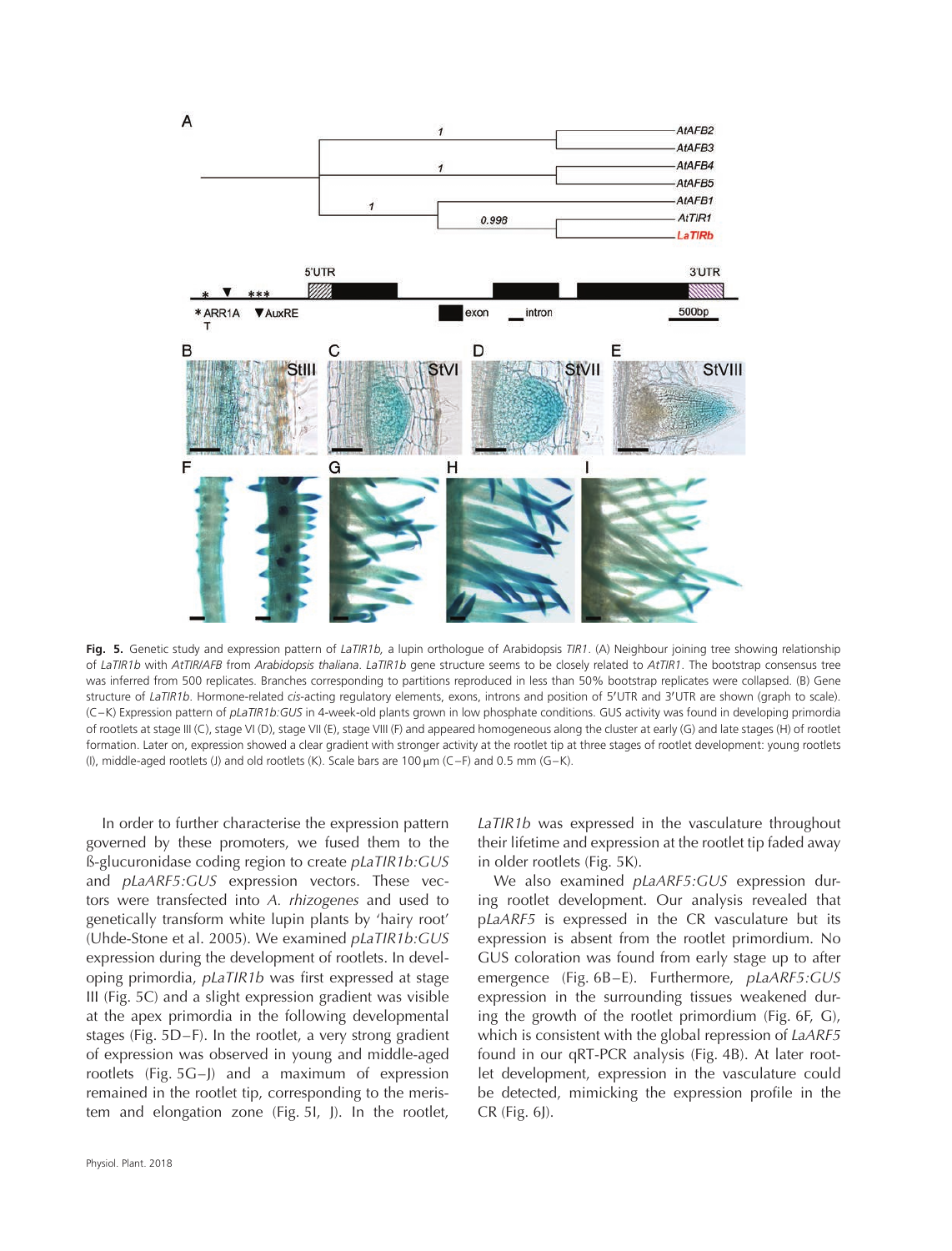**Fig. 5.** Genetic study and expression pattern of *LaTIR1b*, a lupin orthologue of Arabidopsis *TIR1*. (A) Neighbour joining tree showing relationship of *LaTIR1b* with *AtTIR/AFB* from *Arabidopsis thaliana*. *LaTIR1b* gene structure seems to be closely related to *AtTIR1*. The bootstrap consensus tree was inferred from 500 replicates. Branches corresponding to partitions reproduced in less than 50% bootstrap replicates were collapsed. (B) Gene structure of *LaTIR1b*. Hormone-related *cis*-acting regulatory elements, exons, introns and position of 5′UTR and 3′UTR are shown (graph to scale). (C–K) Expression pattern of *pLaTIR1b:GUS* in 4-week-old plants grown in low phosphate conditions. GUS activity was found in developing primordia of rootlets at stage III (C), stage VI (D), stage VII (E), stage VIII (F) and appeared homogeneous along the cluster at early (G) and late stages (H) of rootlet formation. Later on, expression showed a clear gradient with stronger activity at the rootlet tip at three stages of rootlet development: young rootlets (I), middle-aged rootlets (J) and old rootlets (K). Scale bars are 100 μm (C–F) and 0.5 mm (G–K).

In order to further characterise the expression pattern governed by these promoters, we fused them to the ß-glucuronidase coding region to create *pLaTIR1b:GUS* and *pLaARF5:GUS* expression vectors. These vectors were transfected into *A. rhizogenes* and used to genetically transform white lupin plants by 'hairy root' (Uhde-Stone et al. 2005). We examined *pLaTIR1b:GUS* expression during the development of rootlets. In developing primordia, *pLaTIR1b* was first expressed at stage III (Fig. 5C) and a slight expression gradient was visible at the apex primordia in the following developmental stages (Fig. 5D–F). In the rootlet, a very strong gradient of expression was observed in young and middle-aged rootlets (Fig. 5G–J) and a maximum of expression remained in the rootlet tip, corresponding to the meristem and elongation zone (Fig. 5I, J). In the rootlet, *LaTIR1b* was expressed in the vasculature throughout their lifetime and expression at the rootlet tip faded away in older rootlets (Fig. 5K).

We also examined *pLaARF5:GUS* expression during rootlet development. Our analysis revealed that p*LaARF5* is expressed in the CR vasculature but its expression is absent from the rootlet primordium. No GUS coloration was found from early stage up to after emergence (Fig. 6B–E). Furthermore, *pLaARF5:GUS* expression in the surrounding tissues weakened during the growth of the rootlet primordium (Fig. 6F, G), which is consistent with the global repression of *LaARF5* found in our qRT-PCR analysis (Fig. 4B). At later rootlet development, expression in the vasculature could be detected, mimicking the expression profile in the CR (Fig. 6J).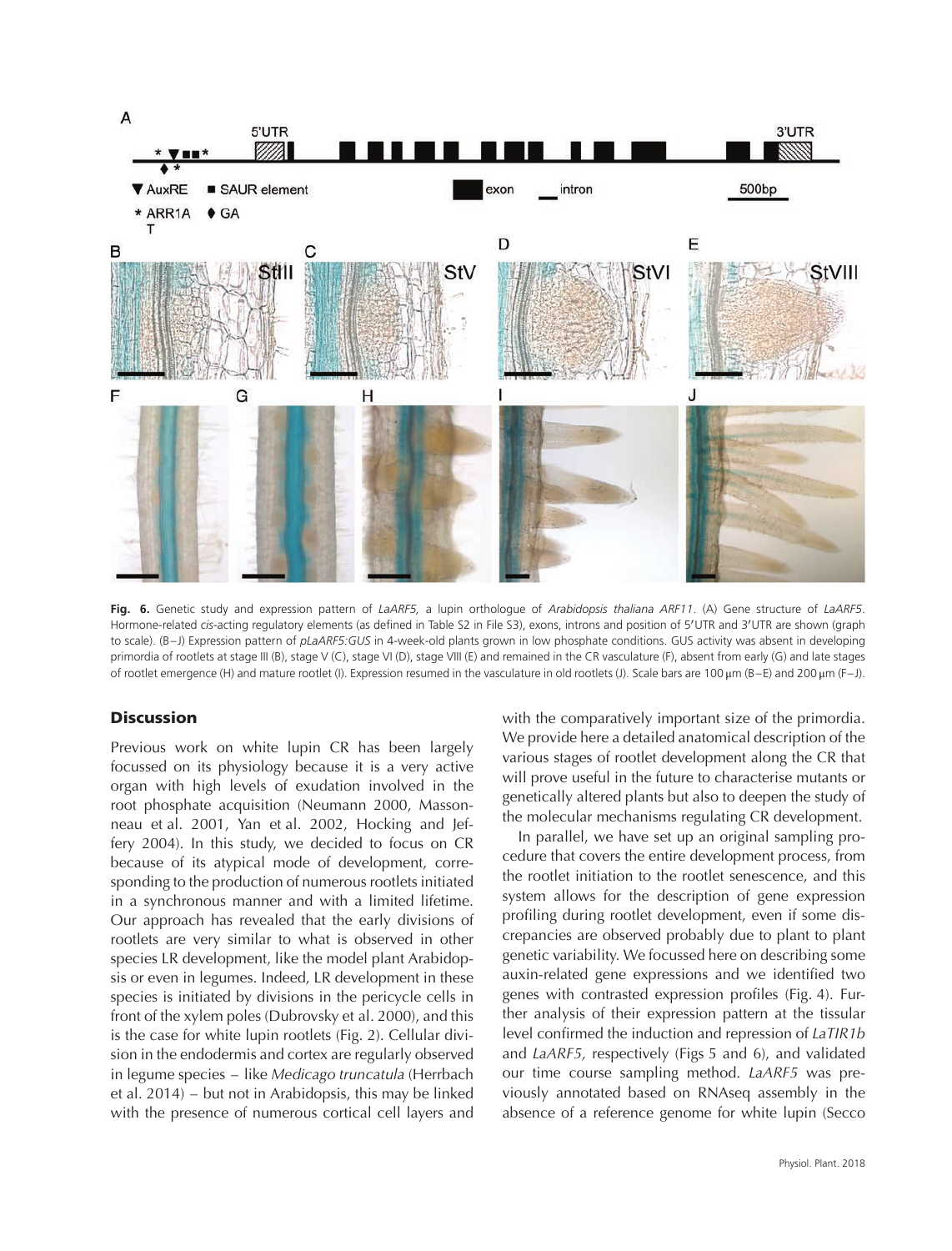**Fig. 6.** Genetic study and expression pattern of *LaARF5*, a lupin orthologue of *Arabidopsis thaliana ARF11*. (A) Gene structure of *LaARF5*. Hormone-related *cis*-acting regulatory elements (as defined in Table S2 in File S3), exons, introns and position of 5′UTR and 3′UTR are shown (graph to scale). (B–J) Expression pattern of *pLaARF5:GUS* in 4-week-old plants grown in low phosphate conditions. GUS activity was absent in developing primordia of rootlets at stage III (B), stage V (C), stage VI (D), stage VIII (E) and remained in the CR vasculature (F), absent from early (G) and late stages of rootlet emergence (H) and mature rootlet (I). Expression resumed in the vasculature in old rootlets (J). Scale bars are 100 μm (B–E) and 200 μm (F–J).

## Discussion

Previous work on white lupin CR has been largely focussed on its physiology because it is a very active organ with high levels of exudation involved in the root phosphate acquisition (Neumann 2000, Massonneau et al. 2001, Yan et al. 2002, Hocking and Jeffery 2004). In this study, we decided to focus on CR because of its atypical mode of development, corresponding to the production of numerous rootlets initiated in a synchronous manner and with a limited lifetime. Our approach has revealed that the early divisions of rootlets are very similar to what is observed in other species LR development, like the model plant Arabidopsis or even in legumes. Indeed, LR development in these species is initiated by divisions in the pericycle cells in front of the xylem poles (Dubrovsky et al. 2000), and this is the case for white lupin rootlets (Fig. 2). Cellular division in the endodermis and cortex are regularly observed in legume species – like *Medicago truncatula* (Herrbach et al. 2014) – but not in Arabidopsis, this may be linked with the presence of numerous cortical cell layers and with the comparatively important size of the primordia. We provide here a detailed anatomical description of the various stages of rootlet development along the CR that will prove useful in the future to characterise mutants or genetically altered plants but also to deepen the study of the molecular mechanisms regulating CR development.

In parallel, we have set up an original sampling procedure that covers the entire development process, from the rootlet initiation to the rootlet senescence, and this system allows for the description of gene expression profiling during rootlet development, even if some discrepancies are observed probably due to plant to plant genetic variability. We focussed here on describing some auxin-related gene expressions and we identified two genes with contrasted expression profiles (Fig. 4). Further analysis of their expression pattern at the tissular level confirmed the induction and repression of *LaTIR1b* and *LaARF5,* respectively (Figs 5 and 6), and validated our time course sampling method. *LaARF5* was previously annotated based on RNAseq assembly in the absence of a reference genome for white lupin (Secco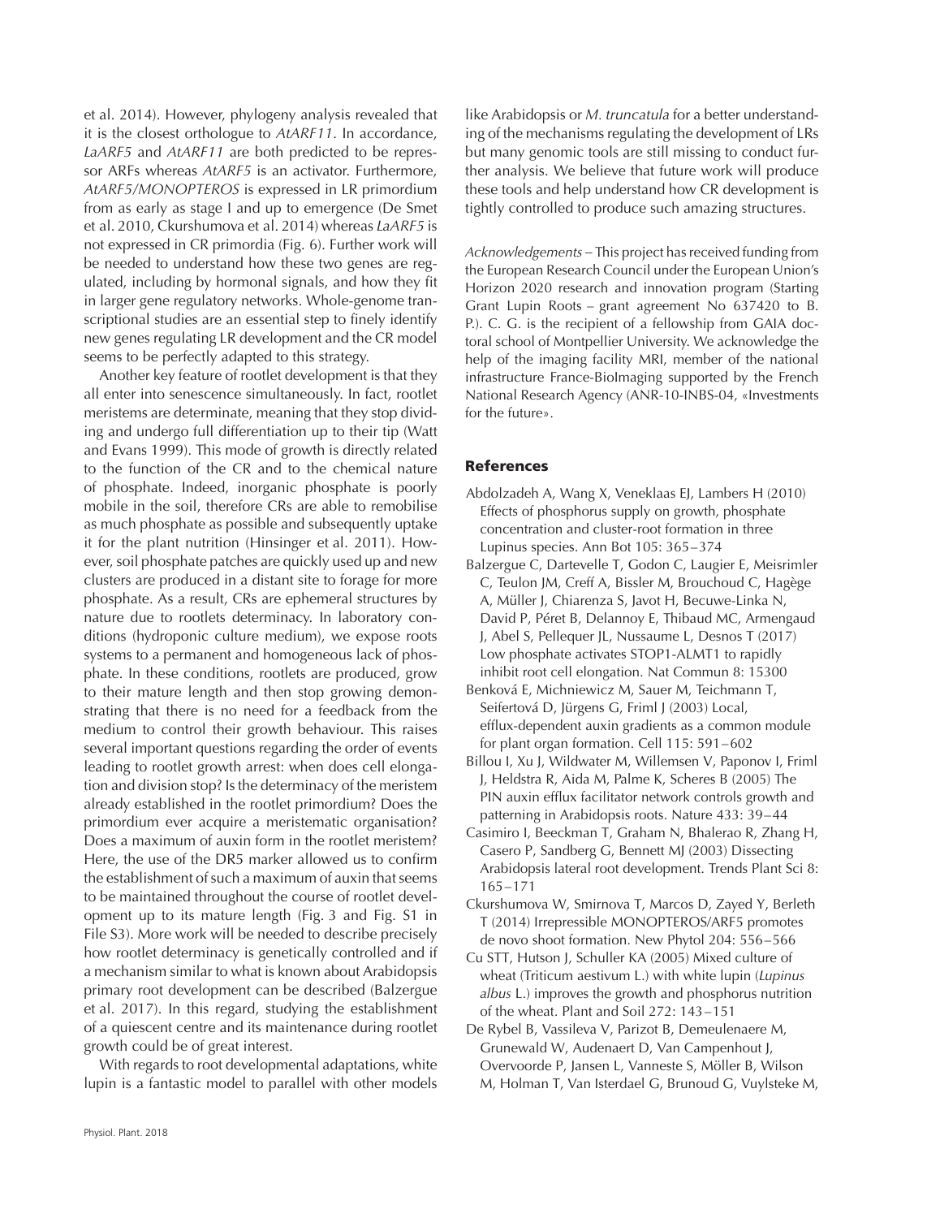et al. 2014). However, phylogeny analysis revealed that it is the closest orthologue to *AtARF11*. In accordance, *LaARF5* and *AtARF11* are both predicted to be repressor ARFs whereas *AtARF5* is an activator. Furthermore, *AtARF5/MONOPTEROS* is expressed in LR primordium from as early as stage I and up to emergence (De Smet et al. 2010, Ckurshumova et al. 2014) whereas *LaARF5* is not expressed in CR primordia (Fig. 6). Further work will be needed to understand how these two genes are regulated, including by hormonal signals, and how they fit in larger gene regulatory networks. Whole-genome transcriptional studies are an essential step to finely identify new genes regulating LR development and the CR model seems to be perfectly adapted to this strategy.

Another key feature of rootlet development is that they all enter into senescence simultaneously. In fact, rootlet meristems are determinate, meaning that they stop dividing and undergo full differentiation up to their tip (Watt and Evans 1999). This mode of growth is directly related to the function of the CR and to the chemical nature of phosphate. Indeed, inorganic phosphate is poorly mobile in the soil, therefore CRs are able to remobilise as much phosphate as possible and subsequently uptake it for the plant nutrition (Hinsinger et al. 2011). However, soil phosphate patches are quickly used up and new clusters are produced in a distant site to forage for more phosphate. As a result, CRs are ephemeral structures by nature due to rootlets determinacy. In laboratory conditions (hydroponic culture medium), we expose roots systems to a permanent and homogeneous lack of phosphate. In these conditions, rootlets are produced, grow to their mature length and then stop growing demonstrating that there is no need for a feedback from the medium to control their growth behaviour. This raises several important questions regarding the order of events leading to rootlet growth arrest: when does cell elongation and division stop? Is the determinacy of the meristem already established in the rootlet primordium? Does the primordium ever acquire a meristematic organisation? Does a maximum of auxin form in the rootlet meristem? Here, the use of the DR5 marker allowed us to confirm the establishment of such a maximum of auxin that seems to be maintained throughout the course of rootlet development up to its mature length (Fig. 3 and Fig. S1 in File S3). More work will be needed to describe precisely how rootlet determinacy is genetically controlled and if a mechanism similar to what is known about Arabidopsis primary root development can be described (Balzergue et al. 2017). In this regard, studying the establishment of a quiescent centre and its maintenance during rootlet growth could be of great interest.

With regards to root developmental adaptations, white lupin is a fantastic model to parallel with other models like Arabidopsis or *M. truncatula* for a better understanding of the mechanisms regulating the development of LRs but many genomic tools are still missing to conduct further analysis. We believe that future work will produce these tools and help understand how CR development is tightly controlled to produce such amazing structures.

*Acknowledgements* – This project has received funding from the European Research Council under the European Union's Horizon 2020 research and innovation program (Starting Grant Lupin Roots – grant agreement No 637420 to B. P.). C. G. is the recipient of a fellowship from GAIA doctoral school of Montpellier University. We acknowledge the help of the imaging facility MRI, member of the national infrastructure France-BioImaging supported by the French National Research Agency (ANR-10-INBS-04, «Investments for the future».

## References

Abdolzadeh A, Wang X, Veneklaas EJ, Lambers H (2010) Effects of phosphorus supply on growth, phosphate concentration and cluster-root formation in three Lupinus species. Ann Bot 105: 365–374

Balzergue C, Dartevelle T, Godon C, Laugier E, Meisrimler C, Teulon JM, Creff A, Bissler M, Brouchoud C, Hagège A, Müller J, Chiarenza S, Javot H, Becuwe-Linka N, David P, Péret B, Delannoy E, Thibaud MC, Armengaud J, Abel S, Pellequer JL, Nussaume L, Desnos T (2017) Low phosphate activates STOP1-ALMT1 to rapidly inhibit root cell elongation. Nat Commun 8: 15300

Benková E, Michniewicz M, Sauer M, Teichmann T, Seifertová D, Jürgens G, Friml J (2003) Local, efflux-dependent auxin gradients as a common module for plant organ formation. Cell 115: 591–602

Billou I, Xu J, Wildwater M, Willemsen V, Paponov I, Friml J, Heldstra R, Aida M, Palme K, Scheres B (2005) The PIN auxin efflux facilitator network controls growth and patterning in Arabidopsis roots. Nature 433: 39–44

Casimiro I, Beeckman T, Graham N, Bhalerao R, Zhang H, Casero P, Sandberg G, Bennett MJ (2003) Dissecting Arabidopsis lateral root development. Trends Plant Sci 8: 165–171

Ckurshumova W, Smirnova T, Marcos D, Zayed Y, Berleth T (2014) Irrepressible MONOPTEROS/ARF5 promotes de novo shoot formation. New Phytol 204: 556–566

Cu STT, Hutson J, Schuller KA (2005) Mixed culture of wheat (Triticum aestivum L.) with white lupin (*Lupinus albus* L.) improves the growth and phosphorus nutrition of the wheat. Plant and Soil 272: 143–151

De Rybel B, Vassileva V, Parizot B, Demeulenaere M, Grunewald W, Audenaert D, Van Campenhout J, Overvoorde P, Jansen L, Vanneste S, Möller B, Wilson M, Holman T, Van Isterdael G, Brunoud G, Vuylsteke M,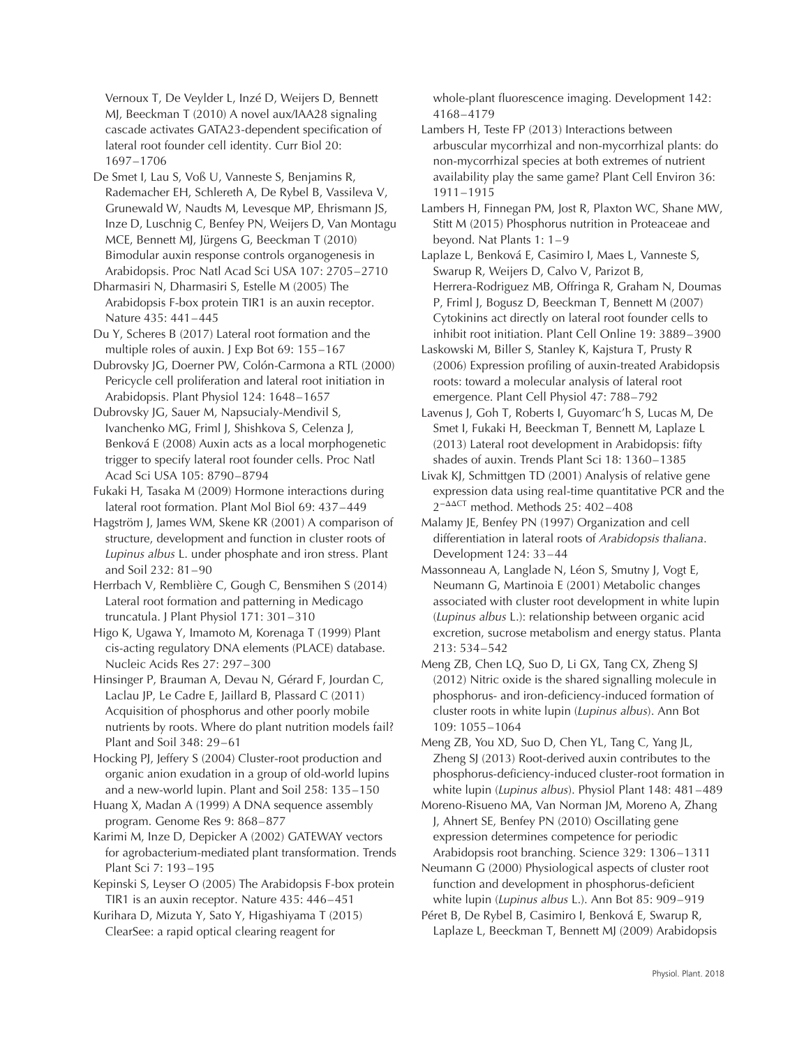Vernoux T, De Veylder L, Inzé D, Weijers D, Bennett MJ, Beeckman T (2010) A novel aux/IAA28 signaling cascade activates GATA23-dependent specification of lateral root founder cell identity. Curr Biol 20: 1697–1706

De Smet I, Lau S, Voß U, Vanneste S, Benjamins R, Rademacher EH, Schlereth A, De Rybel B, Vassileva V, Grunewald W, Naudts M, Levesque MP, Ehrismann JS, Inze D, Luschnig C, Benfey PN, Weijers D, Van Montagu MCE, Bennett MJ, Jürgens G, Beeckman T (2010) Bimodular auxin response controls organogenesis in Arabidopsis. Proc Natl Acad Sci USA 107: 2705–2710

Dharmasiri N, Dharmasiri S, Estelle M (2005) The Arabidopsis F-box protein TIR1 is an auxin receptor. Nature 435: 441–445

Du Y, Scheres B (2017) Lateral root formation and the multiple roles of auxin. J Exp Bot 69: 155–167

Dubrovsky JG, Doerner PW, Colón-Carmona a RTL (2000) Pericycle cell proliferation and lateral root initiation in Arabidopsis. Plant Physiol 124: 1648–1657

Dubrovsky JG, Sauer M, Napsucialy-Mendivil S, Ivanchenko MG, Friml J, Shishkova S, Celenza J, Benková E (2008) Auxin acts as a local morphogenetic trigger to specify lateral root founder cells. Proc Natl Acad Sci USA 105: 8790–8794

Fukaki H, Tasaka M (2009) Hormone interactions during lateral root formation. Plant Mol Biol 69: 437–449

Hagström J, James WM, Skene KR (2001) A comparison of structure, development and function in cluster roots of *Lupinus albus* L. under phosphate and iron stress. Plant and Soil 232: 81–90

Herrbach V, Remblière C, Gough C, Bensmihen S (2014) Lateral root formation and patterning in Medicago truncatula. J Plant Physiol 171: 301–310

Higo K, Ugawa Y, Imamoto M, Korenaga T (1999) Plant cis-acting regulatory DNA elements (PLACE) database. Nucleic Acids Res 27: 297–300

Hinsinger P, Brauman A, Devau N, Gérard F, Jourdan C, Laclau JP, Le Cadre E, Jaillard B, Plassard C (2011) Acquisition of phosphorus and other poorly mobile nutrients by roots. Where do plant nutrition models fail? Plant and Soil 348: 29–61

Hocking PJ, Jeffery S (2004) Cluster-root production and organic anion exudation in a group of old-world lupins and a new-world lupin. Plant and Soil 258: 135–150

Huang X, Madan A (1999) A DNA sequence assembly program. Genome Res 9: 868–877

Karimi M, Inze D, Depicker A (2002) GATEWAY vectors for agrobacterium-mediated plant transformation. Trends Plant Sci 7: 193–195

Kepinski S, Leyser O (2005) The Arabidopsis F-box protein TIR1 is an auxin receptor. Nature 435: 446–451

Kurihara D, Mizuta Y, Sato Y, Higashiyama T (2015) ClearSee: a rapid optical clearing reagent for whole-plant fluorescence imaging. Development 142: 4168–4179

Lambers H, Teste FP (2013) Interactions between arbuscular mycorrhizal and non-mycorrhizal plants: do non-mycorrhizal species at both extremes of nutrient availability play the same game? Plant Cell Environ 36: 1911–1915

Lambers H, Finnegan PM, Jost R, Plaxton WC, Shane MW, Stitt M (2015) Phosphorus nutrition in Proteaceae and beyond. Nat Plants 1: 1–9

Laplaze L, Benková E, Casimiro I, Maes L, Vanneste S, Swarup R, Weijers D, Calvo V, Parizot B, Herrera-Rodriguez MB, Offringa R, Graham N, Doumas P, Friml J, Bogusz D, Beeckman T, Bennett M (2007) Cytokinins act directly on lateral root founder cells to inhibit root initiation. Plant Cell Online 19: 3889–3900

Laskowski M, Biller S, Stanley K, Kajstura T, Prusty R (2006) Expression profiling of auxin-treated Arabidopsis roots: toward a molecular analysis of lateral root emergence. Plant Cell Physiol 47: 788–792

Lavenus J, Goh T, Roberts I, Guyomarc'h S, Lucas M, De Smet I, Fukaki H, Beeckman T, Bennett M, Laplaze L (2013) Lateral root development in Arabidopsis: fifty shades of auxin. Trends Plant Sci 18: 1360–1385

Livak KJ, Schmittgen TD (2001) Analysis of relative gene expression data using real-time quantitative PCR and the $2^{-\Delta\Delta CT}$ method. Methods 25: 402–408

Malamy JE, Benfey PN (1997) Organization and cell differentiation in lateral roots of *Arabidopsis thaliana*. Development 124: 33–44

Massonneau A, Langlade N, Léon S, Smutny J, Vogt E, Neumann G, Martinoia E (2001) Metabolic changes associated with cluster root development in white lupin (*Lupinus albus* L.): relationship between organic acid excretion, sucrose metabolism and energy status. Planta 213: 534–542

Meng ZB, Chen LQ, Suo D, Li GX, Tang CX, Zheng SJ (2012) Nitric oxide is the shared signalling molecule in phosphorus- and iron-deficiency-induced formation of cluster roots in white lupin (*Lupinus albus*). Ann Bot 109: 1055–1064

Meng ZB, You XD, Suo D, Chen YL, Tang C, Yang JL, Zheng SJ (2013) Root-derived auxin contributes to the phosphorus-deficiency-induced cluster-root formation in white lupin (*Lupinus albus*). Physiol Plant 148: 481–489

Moreno-Risueno MA, Van Norman JM, Moreno A, Zhang J, Ahnert SE, Benfey PN (2010) Oscillating gene expression determines competence for periodic Arabidopsis root branching. Science 329: 1306–1311

Neumann G (2000) Physiological aspects of cluster root function and development in phosphorus-deficient white lupin (*Lupinus albus* L.). Ann Bot 85: 909–919

Péret B, De Rybel B, Casimiro I, Benková E, Swarup R, Laplaze L, Beeckman T, Bennett MJ (2009) Arabidopsis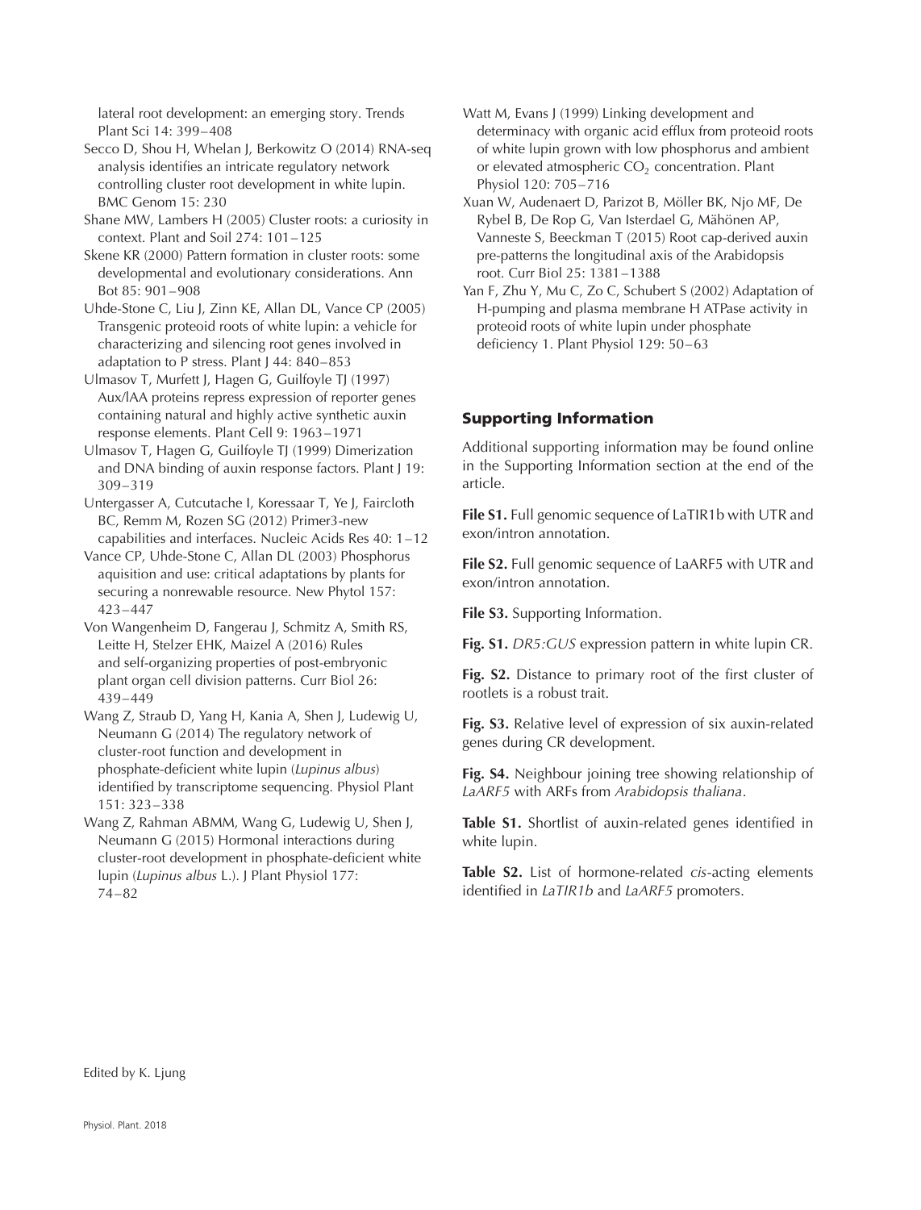lateral root development: an emerging story. Trends Plant Sci 14: 399–408

Secco D, Shou H, Whelan J, Berkowitz O (2014) RNA-seq analysis identifies an intricate regulatory network controlling cluster root development in white lupin. BMC Genom 15: 230

Shane MW, Lambers H (2005) Cluster roots: a curiosity in context. Plant and Soil 274: 101–125

Skene KR (2000) Pattern formation in cluster roots: some developmental and evolutionary considerations. Ann Bot 85: 901–908

Uhde-Stone C, Liu J, Zinn KE, Allan DL, Vance CP (2005) Transgenic proteoid roots of white lupin: a vehicle for characterizing and silencing root genes involved in adaptation to P stress. Plant J 44: 840–853

Ulmasov T, Murfett J, Hagen G, Guilfoyle TJ (1997) Aux/lAA proteins repress expression of reporter genes containing natural and highly active synthetic auxin response elements. Plant Cell 9: 1963–1971

Ulmasov T, Hagen G, Guilfoyle TJ (1999) Dimerization and DNA binding of auxin response factors. Plant J 19: 309–319

Untergasser A, Cutcutache I, Koressaar T, Ye J, Faircloth BC, Remm M, Rozen SG (2012) Primer3-new capabilities and interfaces. Nucleic Acids Res 40: 1–12

Vance CP, Uhde-Stone C, Allan DL (2003) Phosphorus aquisition and use: critical adaptations by plants for securing a nonrewable resource. New Phytol 157: 423–447

Von Wangenheim D, Fangerau J, Schmitz A, Smith RS, Leitte H, Stelzer EHK, Maizel A (2016) Rules and self-organizing properties of post-embryonic plant organ cell division patterns. Curr Biol 26: 439–449

Wang Z, Straub D, Yang H, Kania A, Shen J, Ludewig U, Neumann G (2014) The regulatory network of cluster-root function and development in phosphate-deficient white lupin (*Lupinus albus*) identified by transcriptome sequencing. Physiol Plant 151: 323–338

Wang Z, Rahman ABMM, Wang G, Ludewig U, Shen J, Neumann G (2015) Hormonal interactions during cluster-root development in phosphate-deficient white lupin (*Lupinus albus* L.). J Plant Physiol 177: 74–82

Watt M, Evans J (1999) Linking development and determinacy with organic acid efflux from proteoid roots of white lupin grown with low phosphorus and ambient or elevated atmospheric $CO_2$ concentration. Plant Physiol 120: 705–716

Xuan W, Audenaert D, Parizot B, Möller BK, Njo MF, De Rybel B, De Rop G, Van Isterdael G, Mähönen AP, Vanneste S, Beeckman T (2015) Root cap-derived auxin pre-patterns the longitudinal axis of the Arabidopsis root. Curr Biol 25: 1381–1388

Yan F, Zhu Y, Mu C, Zo C, Schubert S (2002) Adaptation of H-pumping and plasma membrane H ATPase activity in proteoid roots of white lupin under phosphate deficiency 1. Plant Physiol 129: 50–63

## Supporting Information

Additional supporting information may be found online in the Supporting Information section at the end of the article.

**File S1.** Full genomic sequence of LaTIR1b with UTR and exon/intron annotation.

**File S2.** Full genomic sequence of LaARF5 with UTR and exon/intron annotation.

**File S3.** Supporting Information.

**Fig. S1.** *DR5:GUS* expression pattern in white lupin CR.

**Fig. S2.** Distance to primary root of the first cluster of rootlets is a robust trait.

**Fig. S3.** Relative level of expression of six auxin-related genes during CR development.

**Fig. S4.** Neighbour joining tree showing relationship of *LaARF5* with ARFs from *Arabidopsis thaliana*.

**Table S1.** Shortlist of auxin-related genes identified in white lupin.

**Table S2.** List of hormone-related *cis*-acting elements identified in *LaTIR1b* and *LaARF5* promoters.

Edited by K. Ljung